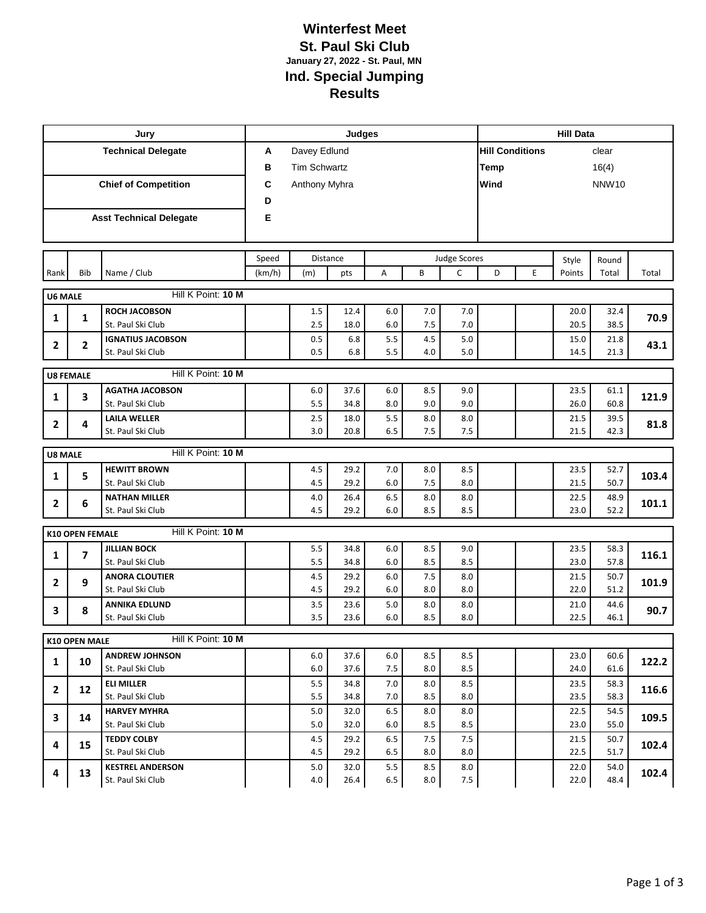# Winterfest Meet

## St. Paul Ski Club

**January 27, 2022 - St. Paul, MN**

## Ind. Special Jumping

## Results

| Jury | Judges | | Hill Data | |
|---|---|---|---|---|
| **Technical Delegate** | **A** | Davey Edlund | **Hill Conditions** | clear |
| | **B** | Tim Schwartz | **Temp** | 16(4) |
| **Chief of Competition** | **C** | Anthony Myhra | **Wind** | NNW10 |
| | **D** | | | |
| **Asst Technical Delegate** | **E** | | | |

| Rank | Bib | Name / Club | Speed (km/h) | Distance (m) | Distance pts | A | B | C | D | E | Style Points | Round Total | Total |
|---|---|---|---|---|---|---|---|---|---|---|---|---|---|
| **U6 MALE** | | Hill K Point: **10 M** | | | | | | | | | | | |
| **1** | **1** | **ROCH JACOBSON** | | 1.5 | 12.4 | 6.0 | 7.0 | 7.0 | | | 20.0 | 32.4 | **70.9** |
| | | St. Paul Ski Club | | 2.5 | 18.0 | 6.0 | 7.5 | 7.0 | | | 20.5 | 38.5 | |
| **2** | **2** | **IGNATIUS JACOBSON** | | 0.5 | 6.8 | 5.5 | 4.5 | 5.0 | | | 15.0 | 21.8 | **43.1** |
| | | St. Paul Ski Club | | 0.5 | 6.8 | 5.5 | 4.0 | 5.0 | | | 14.5 | 21.3 | |
| **U8 FEMALE** | | Hill K Point: **10 M** | | | | | | | | | | | |
| **1** | **3** | **AGATHA JACOBSON** | | 6.0 | 37.6 | 6.0 | 8.5 | 9.0 | | | 23.5 | 61.1 | **121.9** |
| | | St. Paul Ski Club | | 5.5 | 34.8 | 8.0 | 9.0 | 9.0 | | | 26.0 | 60.8 | |
| **2** | **4** | **LAILA WELLER** | | 2.5 | 18.0 | 5.5 | 8.0 | 8.0 | | | 21.5 | 39.5 | **81.8** |
| | | St. Paul Ski Club | | 3.0 | 20.8 | 6.5 | 7.5 | 7.5 | | | 21.5 | 42.3 | |
| **U8 MALE** | | Hill K Point: **10 M** | | | | | | | | | | | |
| **1** | **5** | **HEWITT BROWN** | | 4.5 | 29.2 | 7.0 | 8.0 | 8.5 | | | 23.5 | 52.7 | **103.4** |
| | | St. Paul Ski Club | | 4.5 | 29.2 | 6.0 | 7.5 | 8.0 | | | 21.5 | 50.7 | |
| **2** | **6** | **NATHAN MILLER** | | 4.0 | 26.4 | 6.5 | 8.0 | 8.0 | | | 22.5 | 48.9 | **101.1** |
| | | St. Paul Ski Club | | 4.5 | 29.2 | 6.0 | 8.5 | 8.5 | | | 23.0 | 52.2 | |
| **K10 OPEN FEMALE** | | Hill K Point: **10 M** | | | | | | | | | | | |
| **1** | **7** | **JILLIAN BOCK** | | 5.5 | 34.8 | 6.0 | 8.5 | 9.0 | | | 23.5 | 58.3 | **116.1** |
| | | St. Paul Ski Club | | 5.5 | 34.8 | 6.0 | 8.5 | 8.5 | | | 23.0 | 57.8 | |
| **2** | **9** | **ANORA CLOUTIER** | | 4.5 | 29.2 | 6.0 | 7.5 | 8.0 | | | 21.5 | 50.7 | **101.9** |
| | | St. Paul Ski Club | | 4.5 | 29.2 | 6.0 | 8.0 | 8.0 | | | 22.0 | 51.2 | |
| **3** | **8** | **ANNIKA EDLUND** | | 3.5 | 23.6 | 5.0 | 8.0 | 8.0 | | | 21.0 | 44.6 | **90.7** |
| | | St. Paul Ski Club | | 3.5 | 23.6 | 6.0 | 8.5 | 8.0 | | | 22.5 | 46.1 | |
| **K10 OPEN MALE** | | Hill K Point: **10 M** | | | | | | | | | | | |
| **1** | **10** | **ANDREW JOHNSON** | | 6.0 | 37.6 | 6.0 | 8.5 | 8.5 | | | 23.0 | 60.6 | **122.2** |
| | | St. Paul Ski Club | | 6.0 | 37.6 | 7.5 | 8.0 | 8.5 | | | 24.0 | 61.6 | |
| **2** | **12** | **ELI MILLER** | | 5.5 | 34.8 | 7.0 | 8.0 | 8.5 | | | 23.5 | 58.3 | **116.6** |
| | | St. Paul Ski Club | | 5.5 | 34.8 | 7.0 | 8.5 | 8.0 | | | 23.5 | 58.3 | |
| **3** | **14** | **HARVEY MYHRA** | | 5.0 | 32.0 | 6.5 | 8.0 | 8.0 | | | 22.5 | 54.5 | **109.5** |
| | | St. Paul Ski Club | | 5.0 | 32.0 | 6.0 | 8.5 | 8.5 | | | 23.0 | 55.0 | |
| **4** | **15** | **TEDDY COLBY** | | 4.5 | 29.2 | 6.5 | 7.5 | 7.5 | | | 21.5 | 50.7 | **102.4** |
| | | St. Paul Ski Club | | 4.5 | 29.2 | 6.5 | 8.0 | 8.0 | | | 22.5 | 51.7 | |
| **4** | **13** | **KESTREL ANDERSON** | | 5.0 | 32.0 | 5.5 | 8.5 | 8.0 | | | 22.0 | 54.0 | **102.4** |
| | | St. Paul Ski Club | | 4.0 | 26.4 | 6.5 | 8.0 | 7.5 | | | 22.0 | 48.4 | |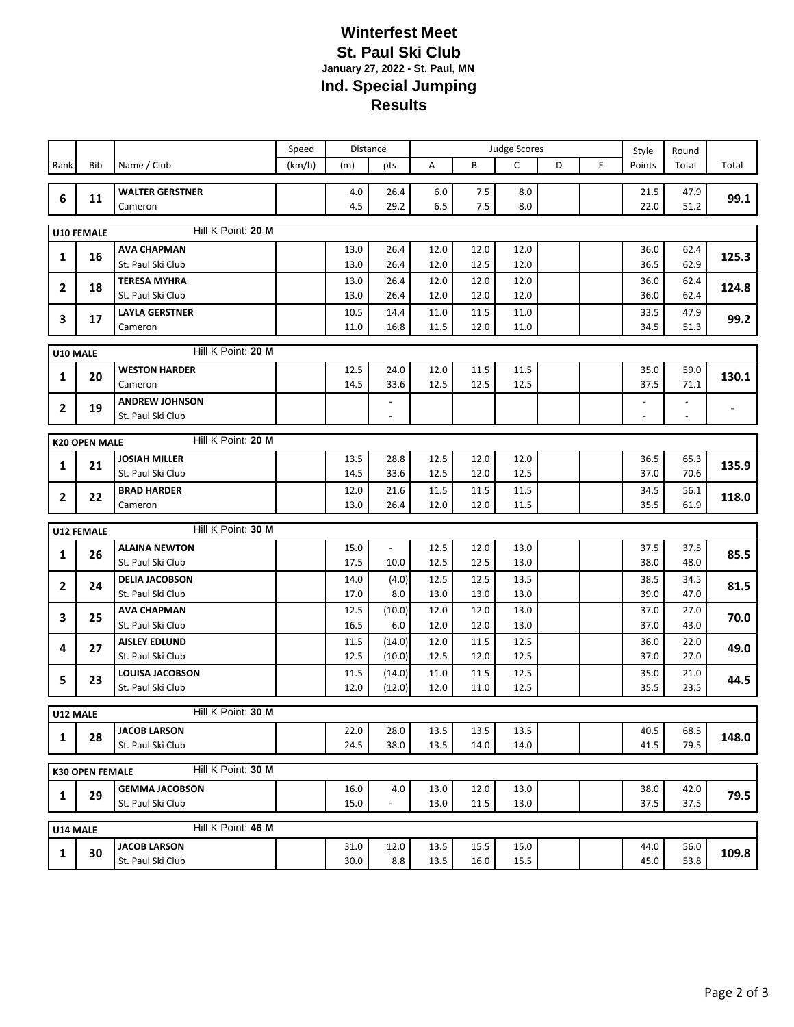# Winterfest Meet
## St. Paul Ski Club
**January 27, 2022 - St. Paul, MN**
## Ind. Special Jumping
## Results

| Rank | Bib | Name / Club | Speed (km/h) | Distance (m) | Distance pts | Judge A | Judge B | Judge C | Judge D | Judge E | Style Points | Round Total | Total |
|---|---|---|---|---|---|---|---|---|---|---|---|---|---|
| 6 | 11 | **WALTER GERSTNER** | | 4.0 | 26.4 | 6.0 | 7.5 | 8.0 | | | 21.5 | 47.9 | **99.1** |
| | | Cameron | | 4.5 | 29.2 | 6.5 | 7.5 | 8.0 | | | 22.0 | 51.2 | |
| **U10 FEMALE** | | Hill K Point: **20 M** | | | | | | | | | | | |
| 1 | 16 | **AVA CHAPMAN** | | 13.0 | 26.4 | 12.0 | 12.0 | 12.0 | | | 36.0 | 62.4 | **125.3** |
| | | St. Paul Ski Club | | 13.0 | 26.4 | 12.0 | 12.5 | 12.0 | | | 36.5 | 62.9 | |
| 2 | 18 | **TERESA MYHRA** | | 13.0 | 26.4 | 12.0 | 12.0 | 12.0 | | | 36.0 | 62.4 | **124.8** |
| | | St. Paul Ski Club | | 13.0 | 26.4 | 12.0 | 12.0 | 12.0 | | | 36.0 | 62.4 | |
| 3 | 17 | **LAYLA GERSTNER** | | 10.5 | 14.4 | 11.0 | 11.5 | 11.0 | | | 33.5 | 47.9 | **99.2** |
| | | Cameron | | 11.0 | 16.8 | 11.5 | 12.0 | 11.0 | | | 34.5 | 51.3 | |
| **U10 MALE** | | Hill K Point: **20 M** | | | | | | | | | | | |
| 1 | 20 | **WESTON HARDER** | | 12.5 | 24.0 | 12.0 | 11.5 | 11.5 | | | 35.0 | 59.0 | **130.1** |
| | | Cameron | | 14.5 | 33.6 | 12.5 | 12.5 | 12.5 | | | 37.5 | 71.1 | |
| 2 | 19 | **ANDREW JOHNSON** | | | - | | | | | | - | - | **-** |
| | | St. Paul Ski Club | | | - | | | | | | - | - | |
| **K20 OPEN MALE** | | Hill K Point: **20 M** | | | | | | | | | | | |
| 1 | 21 | **JOSIAH MILLER** | | 13.5 | 28.8 | 12.5 | 12.0 | 12.0 | | | 36.5 | 65.3 | **135.9** |
| | | St. Paul Ski Club | | 14.5 | 33.6 | 12.5 | 12.0 | 12.5 | | | 37.0 | 70.6 | |
| 2 | 22 | **BRAD HARDER** | | 12.0 | 21.6 | 11.5 | 11.5 | 11.5 | | | 34.5 | 56.1 | **118.0** |
| | | Cameron | | 13.0 | 26.4 | 12.0 | 12.0 | 11.5 | | | 35.5 | 61.9 | |
| **U12 FEMALE** | | Hill K Point: **30 M** | | | | | | | | | | | |
| 1 | 26 | **ALAINA NEWTON** | | 15.0 | - | 12.5 | 12.0 | 13.0 | | | 37.5 | 37.5 | **85.5** |
| | | St. Paul Ski Club | | 17.5 | 10.0 | 12.5 | 12.5 | 13.0 | | | 38.0 | 48.0 | |
| 2 | 24 | **DELIA JACOBSON** | | 14.0 | (4.0) | 12.5 | 12.5 | 13.5 | | | 38.5 | 34.5 | **81.5** |
| | | St. Paul Ski Club | | 17.0 | 8.0 | 13.0 | 13.0 | 13.0 | | | 39.0 | 47.0 | |
| 3 | 25 | **AVA CHAPMAN** | | 12.5 | (10.0) | 12.0 | 12.0 | 13.0 | | | 37.0 | 27.0 | **70.0** |
| | | St. Paul Ski Club | | 16.5 | 6.0 | 12.0 | 12.0 | 13.0 | | | 37.0 | 43.0 | |
| 4 | 27 | **AISLEY EDLUND** | | 11.5 | (14.0) | 12.0 | 11.5 | 12.5 | | | 36.0 | 22.0 | **49.0** |
| | | St. Paul Ski Club | | 12.5 | (10.0) | 12.5 | 12.0 | 12.5 | | | 37.0 | 27.0 | |
| 5 | 23 | **LOUISA JACOBSON** | | 11.5 | (14.0) | 11.0 | 11.5 | 12.5 | | | 35.0 | 21.0 | **44.5** |
| | | St. Paul Ski Club | | 12.0 | (12.0) | 12.0 | 11.0 | 12.5 | | | 35.5 | 23.5 | |
| **U12 MALE** | | Hill K Point: **30 M** | | | | | | | | | | | |
| 1 | 28 | **JACOB LARSON** | | 22.0 | 28.0 | 13.5 | 13.5 | 13.5 | | | 40.5 | 68.5 | **148.0** |
| | | St. Paul Ski Club | | 24.5 | 38.0 | 13.5 | 14.0 | 14.0 | | | 41.5 | 79.5 | |
| **K30 OPEN FEMALE** | | Hill K Point: **30 M** | | | | | | | | | | | |
| 1 | 29 | **GEMMA JACOBSON** | | 16.0 | 4.0 | 13.0 | 12.0 | 13.0 | | | 38.0 | 42.0 | **79.5** |
| | | St. Paul Ski Club | | 15.0 | - | 13.0 | 11.5 | 13.0 | | | 37.5 | 37.5 | |
| **U14 MALE** | | Hill K Point: **46 M** | | | | | | | | | | | |
| 1 | 30 | **JACOB LARSON** | | 31.0 | 12.0 | 13.5 | 15.5 | 15.0 | | | 44.0 | 56.0 | **109.8** |
| | | St. Paul Ski Club | | 30.0 | 8.8 | 13.5 | 16.0 | 15.5 | | | 45.0 | 53.8 | |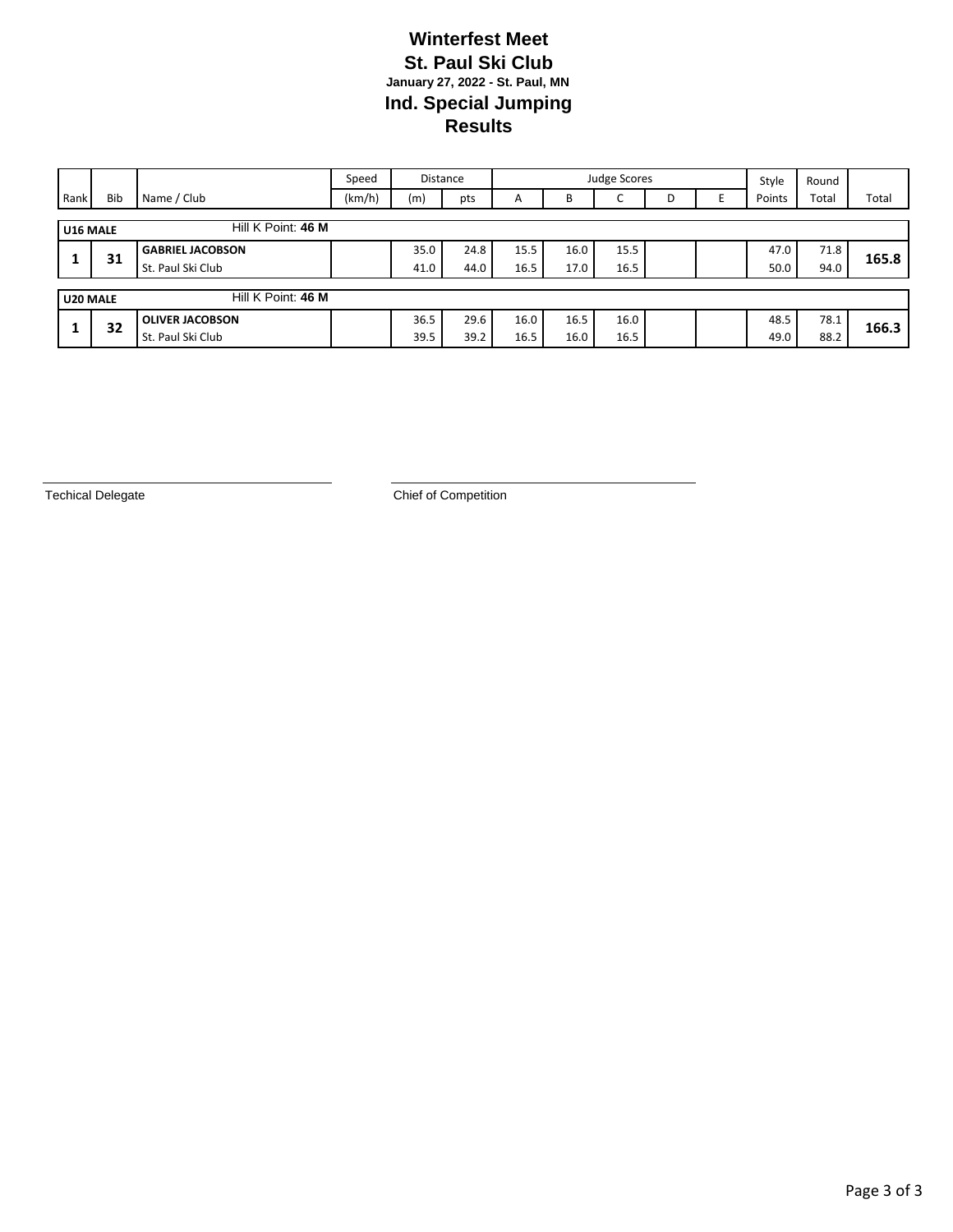# Winterfest Meet

## St. Paul Ski Club

**January 27, 2022 - St. Paul, MN**

## Ind. Special Jumping

## Results

| Rank | Bib | Name / Club | Speed (km/h) | Distance (m) | Distance pts | Judge Scores A | B | C | D | E | Style Points | Round Total | Total |
|---|---|---|---|---|---|---|---|---|---|---|---|---|---|
| **U16 MALE** | | Hill K Point: **46 M** | | | | | | | | | | | |
| **1** | **31** | **GABRIEL JACOBSON** | | 35.0 | 24.8 | 15.5 | 16.0 | 15.5 | | | 47.0 | 71.8 | **165.8** |
| | | St. Paul Ski Club | | 41.0 | 44.0 | 16.5 | 17.0 | 16.5 | | | 50.0 | 94.0 | |
| **U20 MALE** | | Hill K Point: **46 M** | | | | | | | | | | | |
| **1** | **32** | **OLIVER JACOBSON** | | 36.5 | 29.6 | 16.0 | 16.5 | 16.0 | | | 48.5 | 78.1 | **166.3** |
| | | St. Paul Ski Club | | 39.5 | 39.2 | 16.5 | 16.0 | 16.5 | | | 49.0 | 88.2 | |

Techical Delegate

Chief of Competition